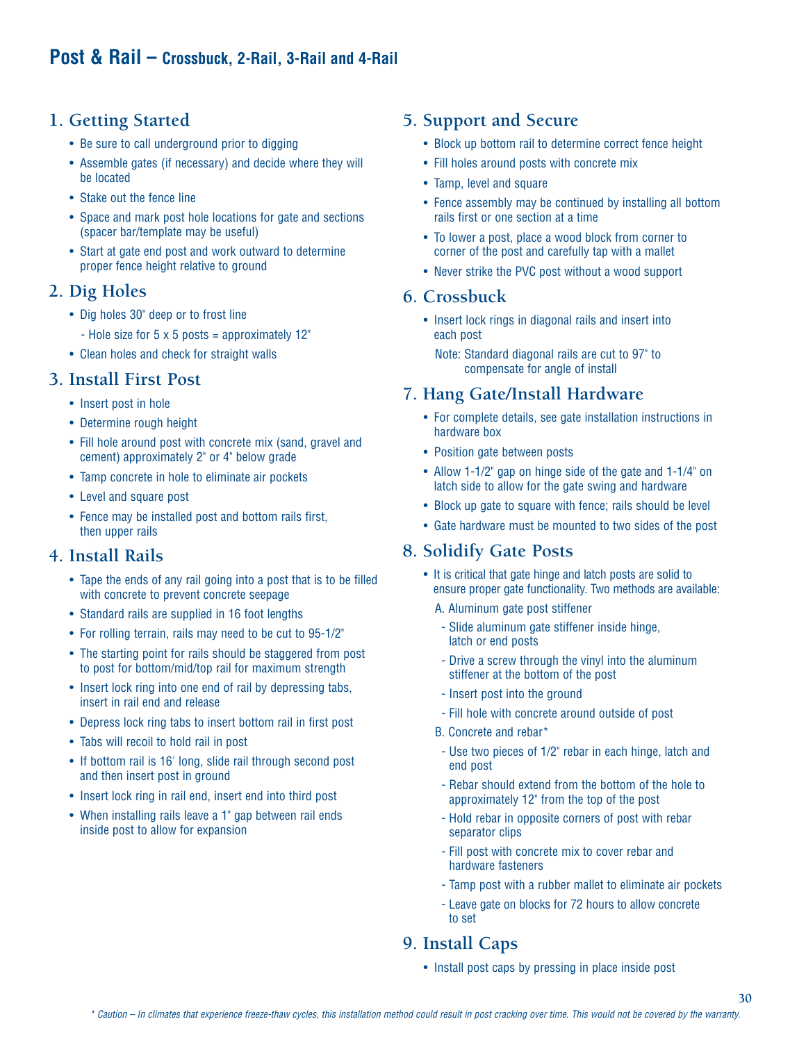# Post & Rail – Crossbuck, 2-Rail, 3-Rail and 4-Rail

## 1. Getting Started

- Be sure to call underground prior to digging
- Assemble gates (if necessary) and decide where they will be located
- Stake out the fence line
- Space and mark post hole locations for gate and sections (spacer bar/template may be useful)
- Start at gate end post and work outward to determine proper fence height relative to ground

## 2. Dig Holes

- Dig holes 30" deep or to frost line
  - Hole size for 5 x 5 posts = approximately 12"
- Clean holes and check for straight walls

## 3. Install First Post

- Insert post in hole
- Determine rough height
- Fill hole around post with concrete mix (sand, gravel and cement) approximately 2" or 4" below grade
- Tamp concrete in hole to eliminate air pockets
- Level and square post
- Fence may be installed post and bottom rails first, then upper rails

## 4. Install Rails

- Tape the ends of any rail going into a post that is to be filled with concrete to prevent concrete seepage
- Standard rails are supplied in 16 foot lengths
- For rolling terrain, rails may need to be cut to 95-1/2"
- The starting point for rails should be staggered from post to post for bottom/mid/top rail for maximum strength
- Insert lock ring into one end of rail by depressing tabs, insert in rail end and release
- Depress lock ring tabs to insert bottom rail in first post
- Tabs will recoil to hold rail in post
- If bottom rail is 16' long, slide rail through second post and then insert post in ground
- Insert lock ring in rail end, insert end into third post
- When installing rails leave a 1" gap between rail ends inside post to allow for expansion

## 5. Support and Secure

- Block up bottom rail to determine correct fence height
- Fill holes around posts with concrete mix
- Tamp, level and square
- Fence assembly may be continued by installing all bottom rails first or one section at a time
- To lower a post, place a wood block from corner to corner of the post and carefully tap with a mallet
- Never strike the PVC post without a wood support

## 6. Crossbuck

- Insert lock rings in diagonal rails and insert into each post

  Note: Standard diagonal rails are cut to 97" to compensate for angle of install

## 7. Hang Gate/Install Hardware

- For complete details, see gate installation instructions in hardware box
- Position gate between posts
- Allow 1-1/2" gap on hinge side of the gate and 1-1/4" on latch side to allow for the gate swing and hardware
- Block up gate to square with fence; rails should be level
- Gate hardware must be mounted to two sides of the post

## 8. Solidify Gate Posts

- It is critical that gate hinge and latch posts are solid to ensure proper gate functionality. Two methods are available:

  A. Aluminum gate post stiffener
  - Slide aluminum gate stiffener inside hinge, latch or end posts
  - Drive a screw through the vinyl into the aluminum stiffener at the bottom of the post
  - Insert post into the ground
  - Fill hole with concrete around outside of post

  B. Concrete and rebar*
  - Use two pieces of 1/2" rebar in each hinge, latch and end post
  - Rebar should extend from the bottom of the hole to approximately 12" from the top of the post
  - Hold rebar in opposite corners of post with rebar separator clips
  - Fill post with concrete mix to cover rebar and hardware fasteners
  - Tamp post with a rubber mallet to eliminate air pockets
  - Leave gate on blocks for 72 hours to allow concrete to set

## 9. Install Caps

- Install post caps by pressing in place inside post

*\* Caution – In climates that experience freeze-thaw cycles, this installation method could result in post cracking over time. This would not be covered by the warranty.*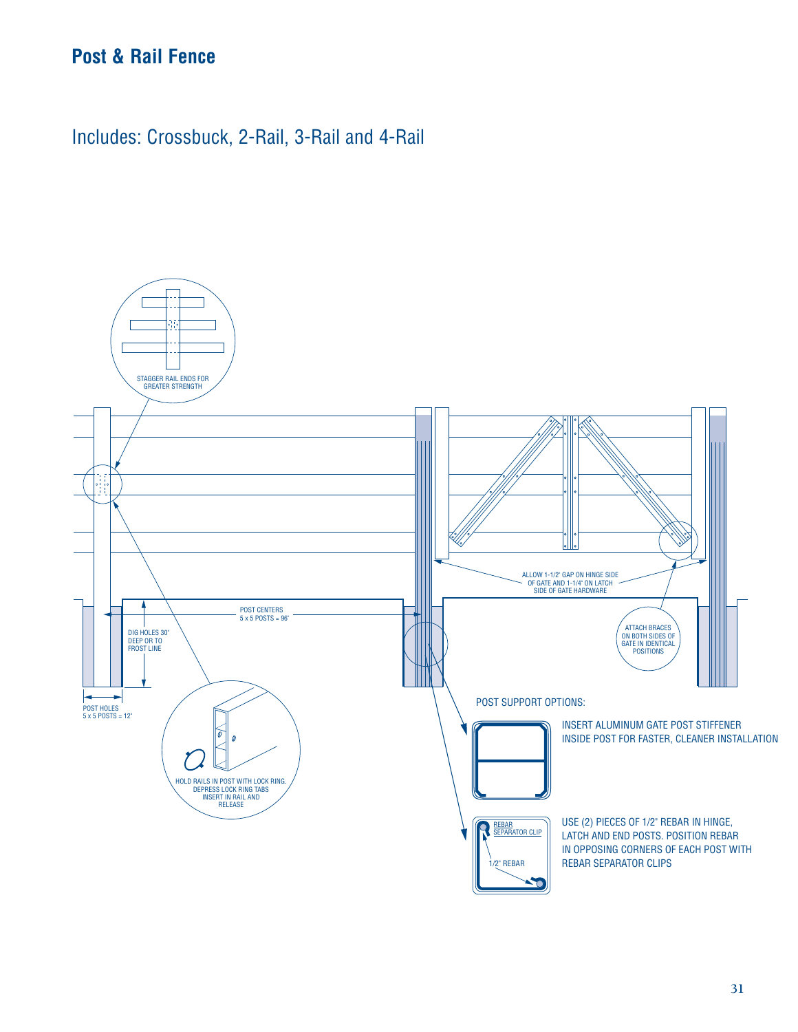# Post & Rail Fence

Includes: Crossbuck, 2-Rail, 3-Rail and 4-Rail

STAGGER RAIL ENDS FOR GREATER STRENGTH

ALLOW 1-1/2" GAP ON HINGE SIDE OF GATE AND 1-1/4" ON LATCH SIDE OF GATE HARDWARE

POST CENTERS 5 x 5 POSTS = 96"

DIG HOLES 30" DEEP OR TO FROST LINE

ATTACH BRACES ON BOTH SIDES OF GATE IN IDENTICAL POSITIONS

POST HOLES 5 x 5 POSTS = 12"

POST SUPPORT OPTIONS:

INSERT ALUMINUM GATE POST STIFFENER INSIDE POST FOR FASTER, CLEANER INSTALLATION

HOLD RAILS IN POST WITH LOCK RING. DEPRESS LOCK RING TABS INSERT IN RAIL AND RELEASE

REBAR SEPARATOR CLIP

1/2" REBAR

USE (2) PIECES OF 1/2" REBAR IN HINGE, LATCH AND END POSTS. POSITION REBAR IN OPPOSING CORNERS OF EACH POST WITH REBAR SEPARATOR CLIPS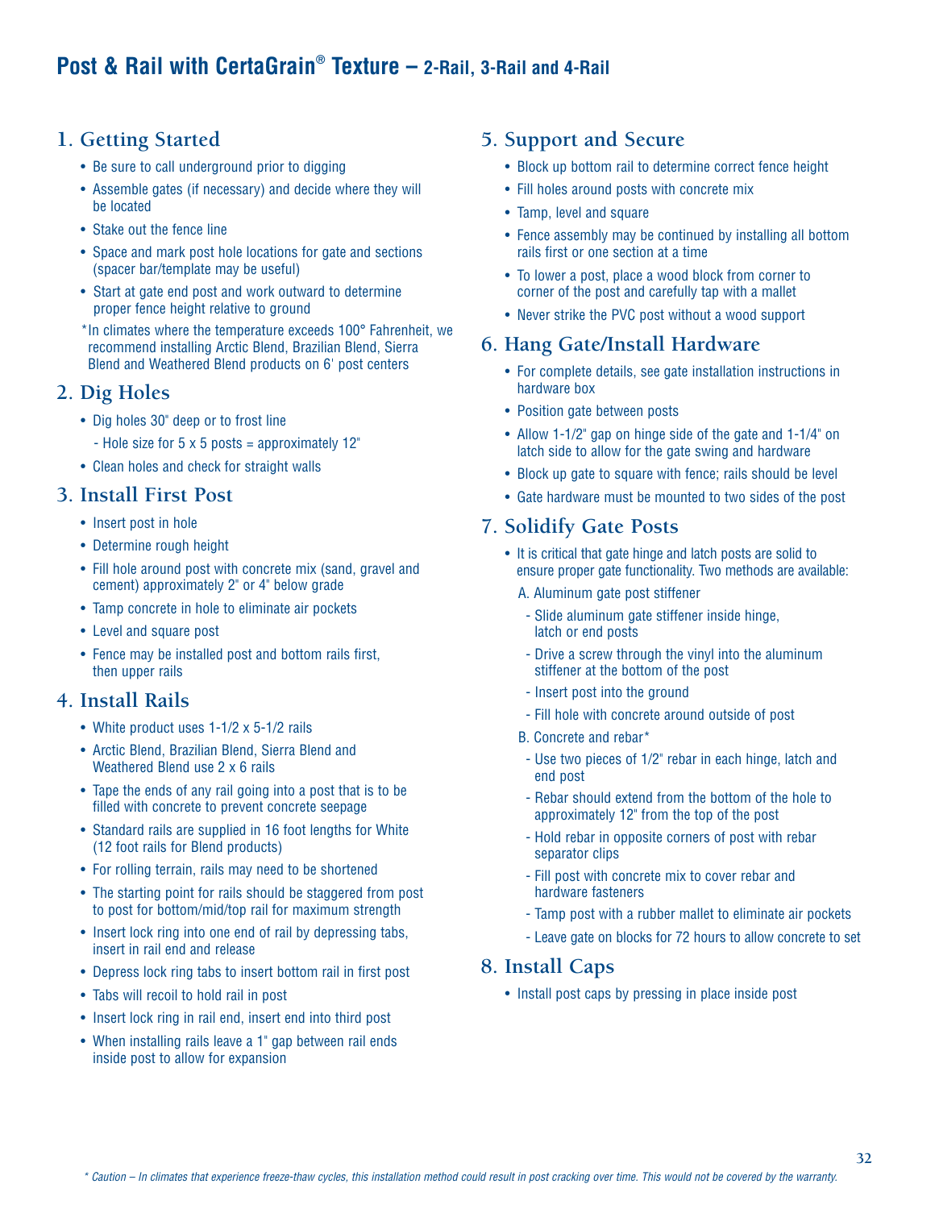# Post & Rail with CertaGrain® Texture – 2-Rail, 3-Rail and 4-Rail

## 1. Getting Started

- Be sure to call underground prior to digging
- Assemble gates (if necessary) and decide where they will be located
- Stake out the fence line
- Space and mark post hole locations for gate and sections (spacer bar/template may be useful)
- Start at gate end post and work outward to determine proper fence height relative to ground

*In climates where the temperature exceeds 100° Fahrenheit, we recommend installing Arctic Blend, Brazilian Blend, Sierra Blend and Weathered Blend products on 6' post centers

## 2. Dig Holes

- Dig holes 30" deep or to frost line
  - Hole size for 5 x 5 posts = approximately 12"
- Clean holes and check for straight walls

## 3. Install First Post

- Insert post in hole
- Determine rough height
- Fill hole around post with concrete mix (sand, gravel and cement) approximately 2" or 4" below grade
- Tamp concrete in hole to eliminate air pockets
- Level and square post
- Fence may be installed post and bottom rails first, then upper rails

## 4. Install Rails

- White product uses 1-1/2 x 5-1/2 rails
- Arctic Blend, Brazilian Blend, Sierra Blend and Weathered Blend use 2 x 6 rails
- Tape the ends of any rail going into a post that is to be filled with concrete to prevent concrete seepage
- Standard rails are supplied in 16 foot lengths for White (12 foot rails for Blend products)
- For rolling terrain, rails may need to be shortened
- The starting point for rails should be staggered from post to post for bottom/mid/top rail for maximum strength
- Insert lock ring into one end of rail by depressing tabs, insert in rail end and release
- Depress lock ring tabs to insert bottom rail in first post
- Tabs will recoil to hold rail in post
- Insert lock ring in rail end, insert end into third post
- When installing rails leave a 1" gap between rail ends inside post to allow for expansion

## 5. Support and Secure

- Block up bottom rail to determine correct fence height
- Fill holes around posts with concrete mix
- Tamp, level and square
- Fence assembly may be continued by installing all bottom rails first or one section at a time
- To lower a post, place a wood block from corner to corner of the post and carefully tap with a mallet
- Never strike the PVC post without a wood support

## 6. Hang Gate/Install Hardware

- For complete details, see gate installation instructions in hardware box
- Position gate between posts
- Allow 1-1/2" gap on hinge side of the gate and 1-1/4" on latch side to allow for the gate swing and hardware
- Block up gate to square with fence; rails should be level
- Gate hardware must be mounted to two sides of the post

## 7. Solidify Gate Posts

- It is critical that gate hinge and latch posts are solid to ensure proper gate functionality. Two methods are available:

  A. Aluminum gate post stiffener
  - Slide aluminum gate stiffener inside hinge, latch or end posts
  - Drive a screw through the vinyl into the aluminum stiffener at the bottom of the post
  - Insert post into the ground
  - Fill hole with concrete around outside of post

  B. Concrete and rebar*
  - Use two pieces of 1/2" rebar in each hinge, latch and end post
  - Rebar should extend from the bottom of the hole to approximately 12" from the top of the post
  - Hold rebar in opposite corners of post with rebar separator clips
  - Fill post with concrete mix to cover rebar and hardware fasteners
  - Tamp post with a rubber mallet to eliminate air pockets
  - Leave gate on blocks for 72 hours to allow concrete to set

## 8. Install Caps

- Install post caps by pressing in place inside post

*\* Caution – In climates that experience freeze-thaw cycles, this installation method could result in post cracking over time. This would not be covered by the warranty.*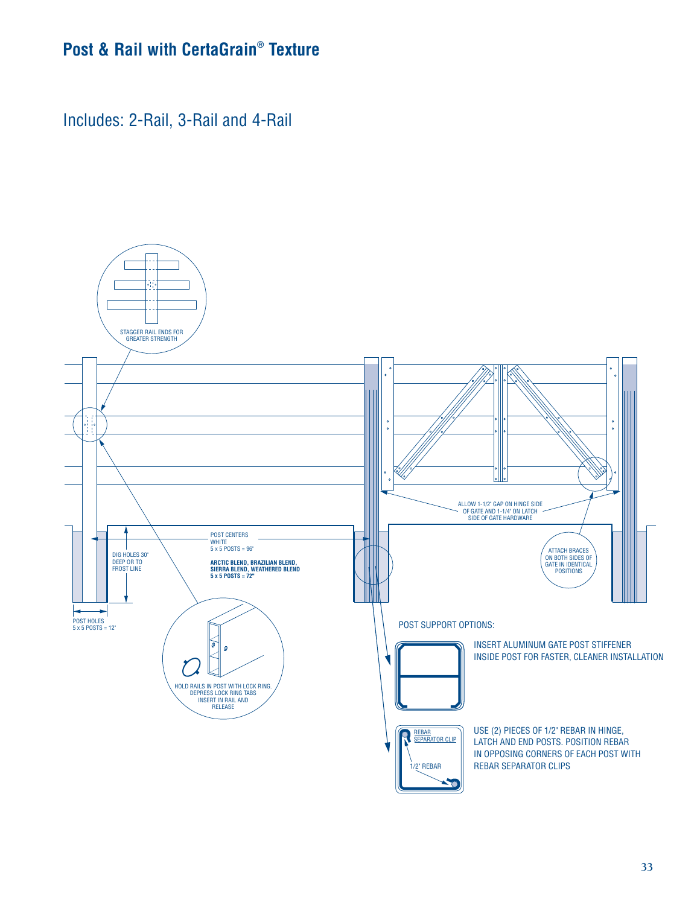# Post & Rail with CertaGrain® Texture

## Includes: 2-Rail, 3-Rail and 4-Rail

STAGGER RAIL ENDS FOR GREATER STRENGTH

ALLOW 1-1/2" GAP ON HINGE SIDE OF GATE AND 1-1/4" ON LATCH SIDE OF GATE HARDWARE

POST CENTERS
WHITE
5 x 5 POSTS = 96"

**ARCTIC BLEND, BRAZILIAN BLEND, SIERRA BLEND, WEATHERED BLEND**
**5 x 5 POSTS = 72"**

DIG HOLES 30" DEEP OR TO FROST LINE

ATTACH BRACES ON BOTH SIDES OF GATE IN IDENTICAL POSITIONS

POST HOLES
5 x 5 POSTS = 12"

HOLD RAILS IN POST WITH LOCK RING. DEPRESS LOCK RING TABS INSERT IN RAIL AND RELEASE

POST SUPPORT OPTIONS:

INSERT ALUMINUM GATE POST STIFFENER INSIDE POST FOR FASTER, CLEANER INSTALLATION

REBAR SEPARATOR CLIP

1/2" REBAR

USE (2) PIECES OF 1/2" REBAR IN HINGE, LATCH AND END POSTS. POSITION REBAR IN OPPOSING CORNERS OF EACH POST WITH REBAR SEPARATOR CLIPS